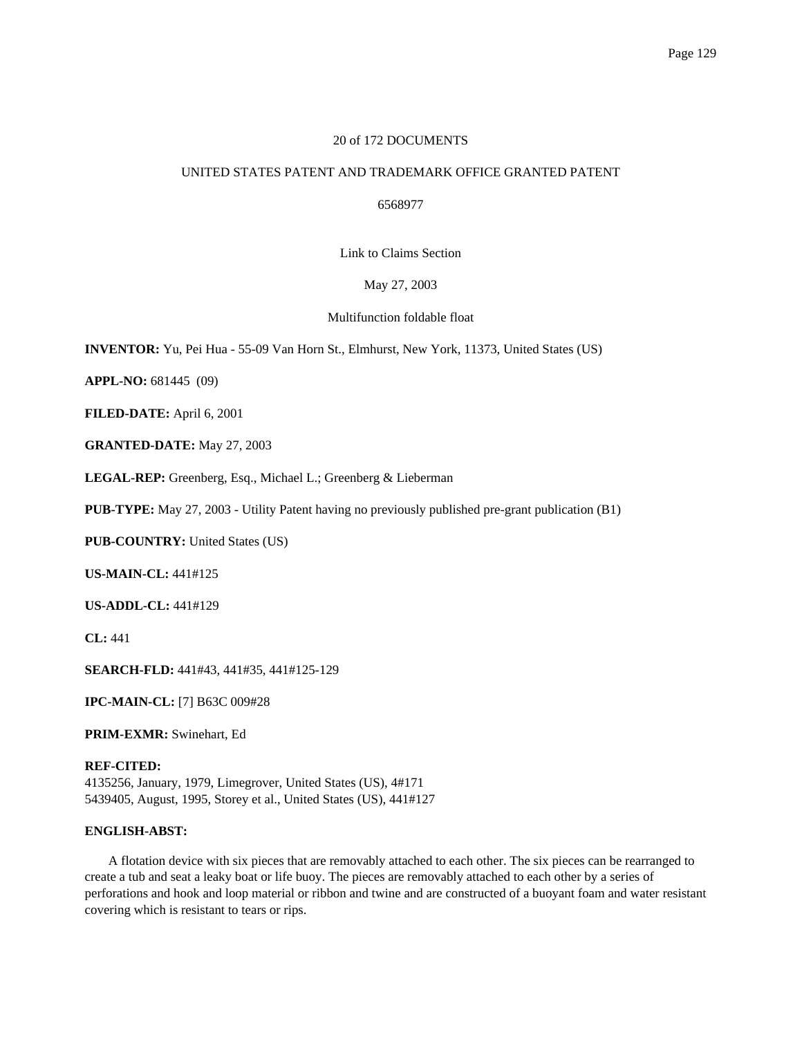20 of 172 DOCUMENTS

UNITED STATES PATENT AND TRADEMARK OFFICE GRANTED PATENT

6568977

Link to Claims Section

May 27, 2003

Multifunction foldable float

**INVENTOR:** Yu, Pei Hua - 55-09 Van Horn St., Elmhurst, New York, 11373, United States (US)

**APPL-NO:** 681445 (09)

**FILED-DATE:** April 6, 2001

**GRANTED-DATE:** May 27, 2003

**LEGAL-REP:** Greenberg, Esq., Michael L.; Greenberg & Lieberman

**PUB-TYPE:** May 27, 2003 - Utility Patent having no previously published pre-grant publication (B1)

**PUB-COUNTRY:** United States (US)

**US-MAIN-CL:** 441#125

**US-ADDL-CL:** 441#129

**CL:** 441

**SEARCH-FLD:** 441#43, 441#35, 441#125-129

**IPC-MAIN-CL:** [7] B63C 009#28

**PRIM-EXMR:** Swinehart, Ed

**REF-CITED:**
4135256, January, 1979, Limegrover, United States (US), 4#171
5439405, August, 1995, Storey et al., United States (US), 441#127

**ENGLISH-ABST:**

A flotation device with six pieces that are removably attached to each other. The six pieces can be rearranged to create a tub and seat a leaky boat or life buoy. The pieces are removably attached to each other by a series of perforations and hook and loop material or ribbon and twine and are constructed of a buoyant foam and water resistant covering which is resistant to tears or rips.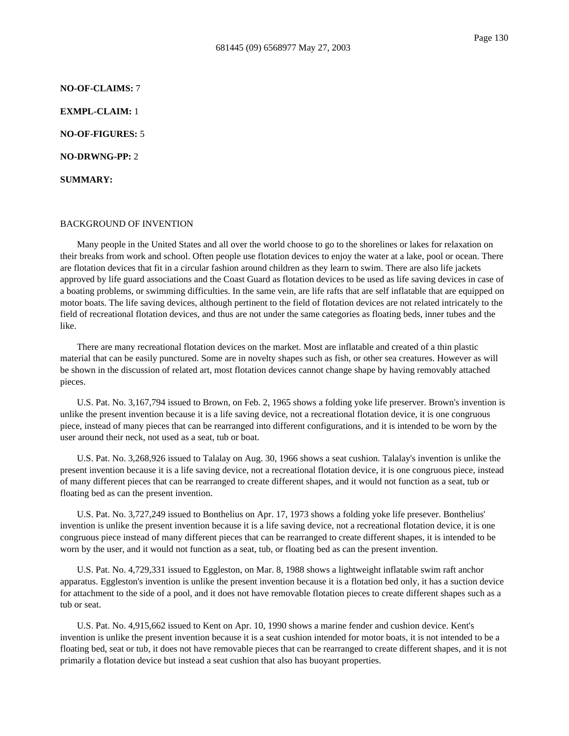**NO-OF-CLAIMS:** 7

**EXMPL-CLAIM:** 1

**NO-OF-FIGURES:** 5

**NO-DRWNG-PP:** 2

**SUMMARY:**

BACKGROUND OF INVENTION

Many people in the United States and all over the world choose to go to the shorelines or lakes for relaxation on their breaks from work and school. Often people use flotation devices to enjoy the water at a lake, pool or ocean. There are flotation devices that fit in a circular fashion around children as they learn to swim. There are also life jackets approved by life guard associations and the Coast Guard as flotation devices to be used as life saving devices in case of a boating problems, or swimming difficulties. In the same vein, are life rafts that are self inflatable that are equipped on motor boats. The life saving devices, although pertinent to the field of flotation devices are not related intricately to the field of recreational flotation devices, and thus are not under the same categories as floating beds, inner tubes and the like.

There are many recreational flotation devices on the market. Most are inflatable and created of a thin plastic material that can be easily punctured. Some are in novelty shapes such as fish, or other sea creatures. However as will be shown in the discussion of related art, most flotation devices cannot change shape by having removably attached pieces.

U.S. Pat. No. 3,167,794 issued to Brown, on Feb. 2, 1965 shows a folding yoke life preserver. Brown's invention is unlike the present invention because it is a life saving device, not a recreational flotation device, it is one congruous piece, instead of many pieces that can be rearranged into different configurations, and it is intended to be worn by the user around their neck, not used as a seat, tub or boat.

U.S. Pat. No. 3,268,926 issued to Talalay on Aug. 30, 1966 shows a seat cushion. Talalay's invention is unlike the present invention because it is a life saving device, not a recreational flotation device, it is one congruous piece, instead of many different pieces that can be rearranged to create different shapes, and it would not function as a seat, tub or floating bed as can the present invention.

U.S. Pat. No. 3,727,249 issued to Bonthelius on Apr. 17, 1973 shows a folding yoke life presever. Bonthelius' invention is unlike the present invention because it is a life saving device, not a recreational flotation device, it is one congruous piece instead of many different pieces that can be rearranged to create different shapes, it is intended to be worn by the user, and it would not function as a seat, tub, or floating bed as can the present invention.

U.S. Pat. No. 4,729,331 issued to Eggleston, on Mar. 8, 1988 shows a lightweight inflatable swim raft anchor apparatus. Eggleston's invention is unlike the present invention because it is a flotation bed only, it has a suction device for attachment to the side of a pool, and it does not have removable flotation pieces to create different shapes such as a tub or seat.

U.S. Pat. No. 4,915,662 issued to Kent on Apr. 10, 1990 shows a marine fender and cushion device. Kent's invention is unlike the present invention because it is a seat cushion intended for motor boats, it is not intended to be a floating bed, seat or tub, it does not have removable pieces that can be rearranged to create different shapes, and it is not primarily a flotation device but instead a seat cushion that also has buoyant properties.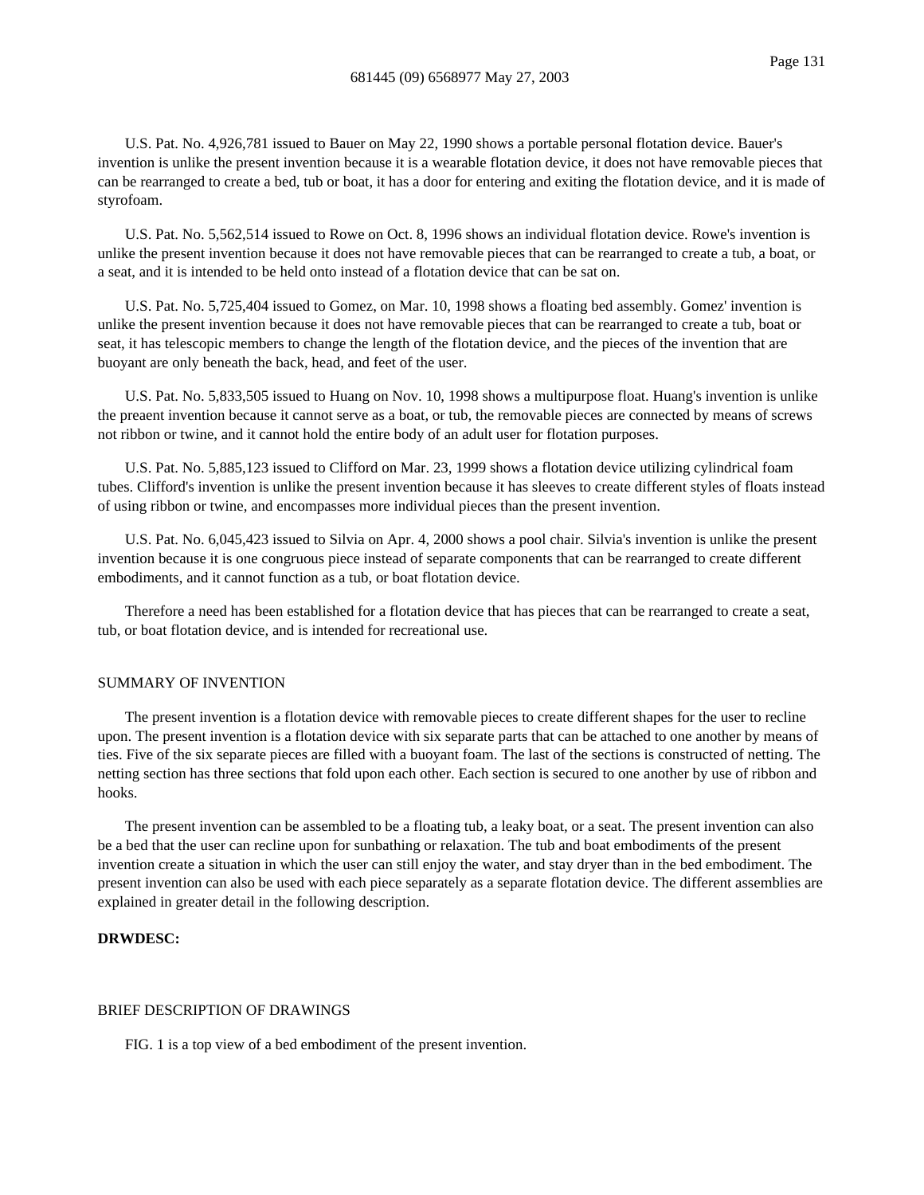U.S. Pat. No. 4,926,781 issued to Bauer on May 22, 1990 shows a portable personal flotation device. Bauer's invention is unlike the present invention because it is a wearable flotation device, it does not have removable pieces that can be rearranged to create a bed, tub or boat, it has a door for entering and exiting the flotation device, and it is made of styrofoam.

U.S. Pat. No. 5,562,514 issued to Rowe on Oct. 8, 1996 shows an individual flotation device. Rowe's invention is unlike the present invention because it does not have removable pieces that can be rearranged to create a tub, a boat, or a seat, and it is intended to be held onto instead of a flotation device that can be sat on.

U.S. Pat. No. 5,725,404 issued to Gomez, on Mar. 10, 1998 shows a floating bed assembly. Gomez' invention is unlike the present invention because it does not have removable pieces that can be rearranged to create a tub, boat or seat, it has telescopic members to change the length of the flotation device, and the pieces of the invention that are buoyant are only beneath the back, head, and feet of the user.

U.S. Pat. No. 5,833,505 issued to Huang on Nov. 10, 1998 shows a multipurpose float. Huang's invention is unlike the preaent invention because it cannot serve as a boat, or tub, the removable pieces are connected by means of screws not ribbon or twine, and it cannot hold the entire body of an adult user for flotation purposes.

U.S. Pat. No. 5,885,123 issued to Clifford on Mar. 23, 1999 shows a flotation device utilizing cylindrical foam tubes. Clifford's invention is unlike the present invention because it has sleeves to create different styles of floats instead of using ribbon or twine, and encompasses more individual pieces than the present invention.

U.S. Pat. No. 6,045,423 issued to Silvia on Apr. 4, 2000 shows a pool chair. Silvia's invention is unlike the present invention because it is one congruous piece instead of separate components that can be rearranged to create different embodiments, and it cannot function as a tub, or boat flotation device.

Therefore a need has been established for a flotation device that has pieces that can be rearranged to create a seat, tub, or boat flotation device, and is intended for recreational use.

SUMMARY OF INVENTION

The present invention is a flotation device with removable pieces to create different shapes for the user to recline upon. The present invention is a flotation device with six separate parts that can be attached to one another by means of ties. Five of the six separate pieces are filled with a buoyant foam. The last of the sections is constructed of netting. The netting section has three sections that fold upon each other. Each section is secured to one another by use of ribbon and hooks.

The present invention can be assembled to be a floating tub, a leaky boat, or a seat. The present invention can also be a bed that the user can recline upon for sunbathing or relaxation. The tub and boat embodiments of the present invention create a situation in which the user can still enjoy the water, and stay dryer than in the bed embodiment. The present invention can also be used with each piece separately as a separate flotation device. The different assemblies are explained in greater detail in the following description.

**DRWDESC:**

BRIEF DESCRIPTION OF DRAWINGS

FIG. 1 is a top view of a bed embodiment of the present invention.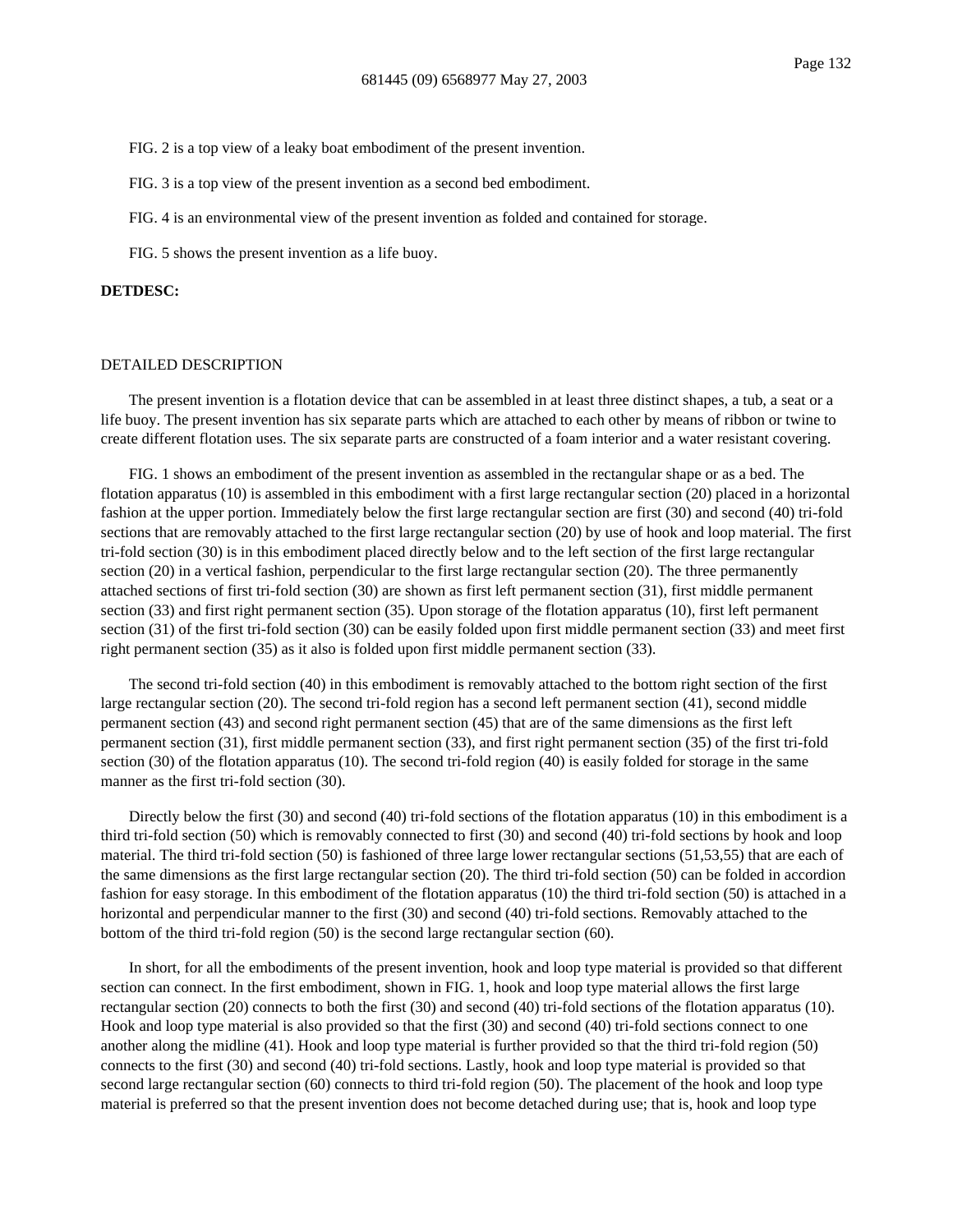FIG. 2 is a top view of a leaky boat embodiment of the present invention.

FIG. 3 is a top view of the present invention as a second bed embodiment.

FIG. 4 is an environmental view of the present invention as folded and contained for storage.

FIG. 5 shows the present invention as a life buoy.

**DETDESC:**

DETAILED DESCRIPTION

The present invention is a flotation device that can be assembled in at least three distinct shapes, a tub, a seat or a life buoy. The present invention has six separate parts which are attached to each other by means of ribbon or twine to create different flotation uses. The six separate parts are constructed of a foam interior and a water resistant covering.

FIG. 1 shows an embodiment of the present invention as assembled in the rectangular shape or as a bed. The flotation apparatus (10) is assembled in this embodiment with a first large rectangular section (20) placed in a horizontal fashion at the upper portion. Immediately below the first large rectangular section are first (30) and second (40) tri-fold sections that are removably attached to the first large rectangular section (20) by use of hook and loop material. The first tri-fold section (30) is in this embodiment placed directly below and to the left section of the first large rectangular section (20) in a vertical fashion, perpendicular to the first large rectangular section (20). The three permanently attached sections of first tri-fold section (30) are shown as first left permanent section (31), first middle permanent section (33) and first right permanent section (35). Upon storage of the flotation apparatus (10), first left permanent section (31) of the first tri-fold section (30) can be easily folded upon first middle permanent section (33) and meet first right permanent section (35) as it also is folded upon first middle permanent section (33).

The second tri-fold section (40) in this embodiment is removably attached to the bottom right section of the first large rectangular section (20). The second tri-fold region has a second left permanent section (41), second middle permanent section (43) and second right permanent section (45) that are of the same dimensions as the first left permanent section (31), first middle permanent section (33), and first right permanent section (35) of the first tri-fold section (30) of the flotation apparatus (10). The second tri-fold region (40) is easily folded for storage in the same manner as the first tri-fold section (30).

Directly below the first (30) and second (40) tri-fold sections of the flotation apparatus (10) in this embodiment is a third tri-fold section (50) which is removably connected to first (30) and second (40) tri-fold sections by hook and loop material. The third tri-fold section (50) is fashioned of three large lower rectangular sections (51,53,55) that are each of the same dimensions as the first large rectangular section (20). The third tri-fold section (50) can be folded in accordion fashion for easy storage. In this embodiment of the flotation apparatus (10) the third tri-fold section (50) is attached in a horizontal and perpendicular manner to the first (30) and second (40) tri-fold sections. Removably attached to the bottom of the third tri-fold region (50) is the second large rectangular section (60).

In short, for all the embodiments of the present invention, hook and loop type material is provided so that different section can connect. In the first embodiment, shown in FIG. 1, hook and loop type material allows the first large rectangular section (20) connects to both the first (30) and second (40) tri-fold sections of the flotation apparatus (10). Hook and loop type material is also provided so that the first (30) and second (40) tri-fold sections connect to one another along the midline (41). Hook and loop type material is further provided so that the third tri-fold region (50) connects to the first (30) and second (40) tri-fold sections. Lastly, hook and loop type material is provided so that second large rectangular section (60) connects to third tri-fold region (50). The placement of the hook and loop type material is preferred so that the present invention does not become detached during use; that is, hook and loop type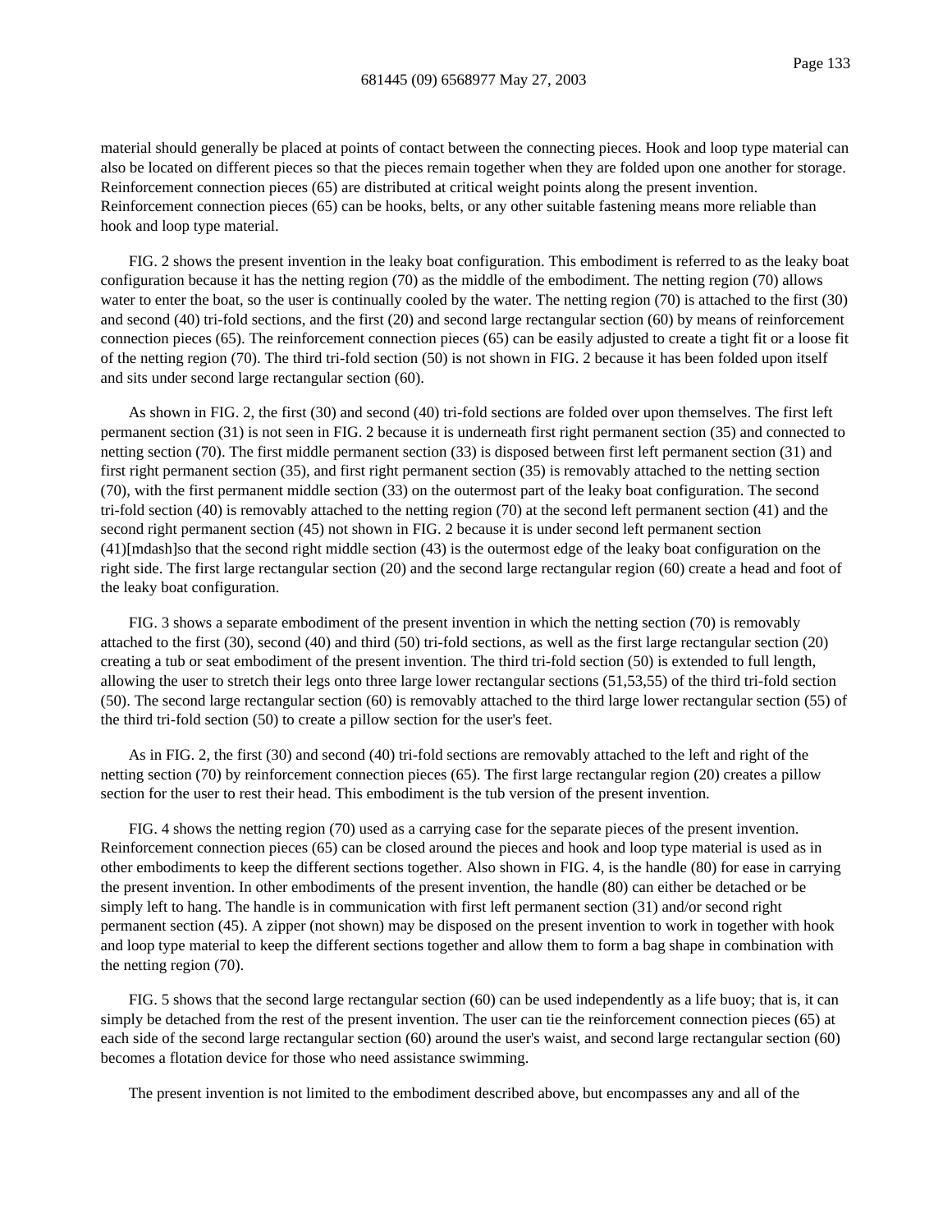material should generally be placed at points of contact between the connecting pieces. Hook and loop type material can also be located on different pieces so that the pieces remain together when they are folded upon one another for storage. Reinforcement connection pieces (65) are distributed at critical weight points along the present invention. Reinforcement connection pieces (65) can be hooks, belts, or any other suitable fastening means more reliable than hook and loop type material.

FIG. 2 shows the present invention in the leaky boat configuration. This embodiment is referred to as the leaky boat configuration because it has the netting region (70) as the middle of the embodiment. The netting region (70) allows water to enter the boat, so the user is continually cooled by the water. The netting region (70) is attached to the first (30) and second (40) tri-fold sections, and the first (20) and second large rectangular section (60) by means of reinforcement connection pieces (65). The reinforcement connection pieces (65) can be easily adjusted to create a tight fit or a loose fit of the netting region (70). The third tri-fold section (50) is not shown in FIG. 2 because it has been folded upon itself and sits under second large rectangular section (60).

As shown in FIG. 2, the first (30) and second (40) tri-fold sections are folded over upon themselves. The first left permanent section (31) is not seen in FIG. 2 because it is underneath first right permanent section (35) and connected to netting section (70). The first middle permanent section (33) is disposed between first left permanent section (31) and first right permanent section (35), and first right permanent section (35) is removably attached to the netting section (70), with the first permanent middle section (33) on the outermost part of the leaky boat configuration. The second tri-fold section (40) is removably attached to the netting region (70) at the second left permanent section (41) and the second right permanent section (45) not shown in FIG. 2 because it is under second left permanent section (41)[mdash]so that the second right middle section (43) is the outermost edge of the leaky boat configuration on the right side. The first large rectangular section (20) and the second large rectangular region (60) create a head and foot of the leaky boat configuration.

FIG. 3 shows a separate embodiment of the present invention in which the netting section (70) is removably attached to the first (30), second (40) and third (50) tri-fold sections, as well as the first large rectangular section (20) creating a tub or seat embodiment of the present invention. The third tri-fold section (50) is extended to full length, allowing the user to stretch their legs onto three large lower rectangular sections (51,53,55) of the third tri-fold section (50). The second large rectangular section (60) is removably attached to the third large lower rectangular section (55) of the third tri-fold section (50) to create a pillow section for the user's feet.

As in FIG. 2, the first (30) and second (40) tri-fold sections are removably attached to the left and right of the netting section (70) by reinforcement connection pieces (65). The first large rectangular region (20) creates a pillow section for the user to rest their head. This embodiment is the tub version of the present invention.

FIG. 4 shows the netting region (70) used as a carrying case for the separate pieces of the present invention. Reinforcement connection pieces (65) can be closed around the pieces and hook and loop type material is used as in other embodiments to keep the different sections together. Also shown in FIG. 4, is the handle (80) for ease in carrying the present invention. In other embodiments of the present invention, the handle (80) can either be detached or be simply left to hang. The handle is in communication with first left permanent section (31) and/or second right permanent section (45). A zipper (not shown) may be disposed on the present invention to work in together with hook and loop type material to keep the different sections together and allow them to form a bag shape in combination with the netting region (70).

FIG. 5 shows that the second large rectangular section (60) can be used independently as a life buoy; that is, it can simply be detached from the rest of the present invention. The user can tie the reinforcement connection pieces (65) at each side of the second large rectangular section (60) around the user's waist, and second large rectangular section (60) becomes a flotation device for those who need assistance swimming.

The present invention is not limited to the embodiment described above, but encompasses any and all of the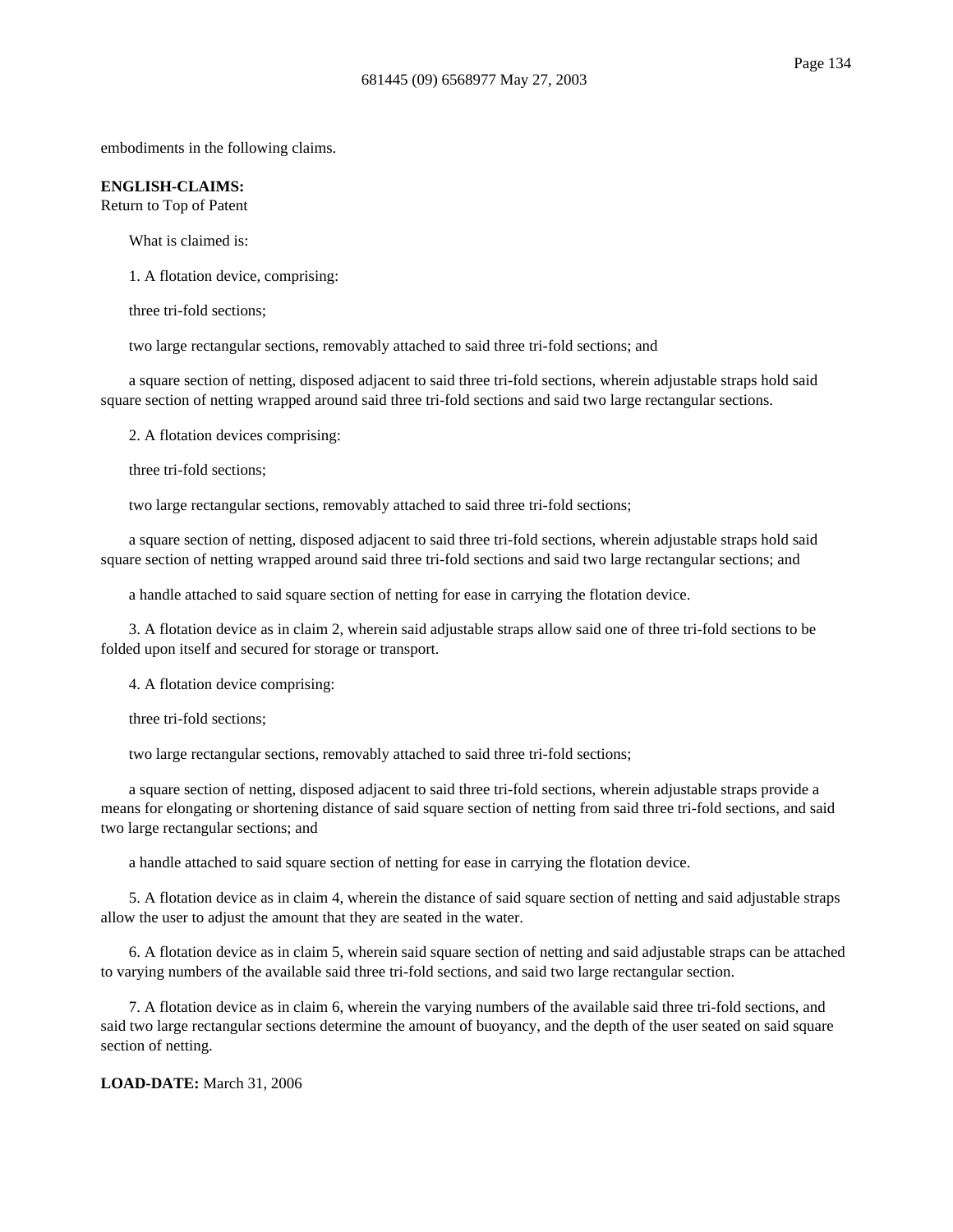embodiments in the following claims.

**ENGLISH-CLAIMS:**
Return to Top of Patent

What is claimed is:

1. A flotation device, comprising:

three tri-fold sections;

two large rectangular sections, removably attached to said three tri-fold sections; and

a square section of netting, disposed adjacent to said three tri-fold sections, wherein adjustable straps hold said square section of netting wrapped around said three tri-fold sections and said two large rectangular sections.

2. A flotation devices comprising:

three tri-fold sections;

two large rectangular sections, removably attached to said three tri-fold sections;

a square section of netting, disposed adjacent to said three tri-fold sections, wherein adjustable straps hold said square section of netting wrapped around said three tri-fold sections and said two large rectangular sections; and

a handle attached to said square section of netting for ease in carrying the flotation device.

3. A flotation device as in claim 2, wherein said adjustable straps allow said one of three tri-fold sections to be folded upon itself and secured for storage or transport.

4. A flotation device comprising:

three tri-fold sections;

two large rectangular sections, removably attached to said three tri-fold sections;

a square section of netting, disposed adjacent to said three tri-fold sections, wherein adjustable straps provide a means for elongating or shortening distance of said square section of netting from said three tri-fold sections, and said two large rectangular sections; and

a handle attached to said square section of netting for ease in carrying the flotation device.

5. A flotation device as in claim 4, wherein the distance of said square section of netting and said adjustable straps allow the user to adjust the amount that they are seated in the water.

6. A flotation device as in claim 5, wherein said square section of netting and said adjustable straps can be attached to varying numbers of the available said three tri-fold sections, and said two large rectangular section.

7. A flotation device as in claim 6, wherein the varying numbers of the available said three tri-fold sections, and said two large rectangular sections determine the amount of buoyancy, and the depth of the user seated on said square section of netting.

**LOAD-DATE:** March 31, 2006